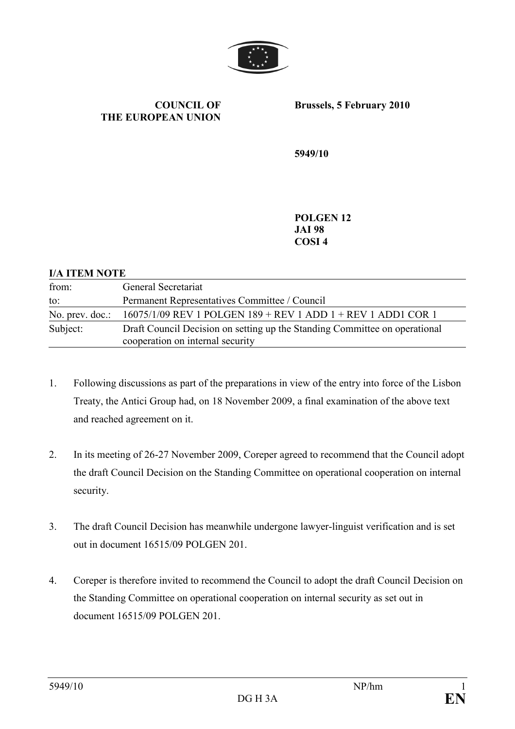**COUNCIL OF THE EUROPEAN UNION**

**Brussels, 5 February 2010**

**5949/10**

**POLGEN 12**
**JAI 98**
**COSI 4**

**I/A ITEM NOTE**

| | |
|---|---|
| from: | General Secretariat |
| to: | Permanent Representatives Committee / Council |
| No. prev. doc.: | 16075/1/09 REV 1 POLGEN 189 + REV 1 ADD 1 + REV 1 ADD1 COR 1 |
| Subject: | Draft Council Decision on setting up the Standing Committee on operational cooperation on internal security |

1. Following discussions as part of the preparations in view of the entry into force of the Lisbon Treaty, the Antici Group had, on 18 November 2009, a final examination of the above text and reached agreement on it.

2. In its meeting of 26-27 November 2009, Coreper agreed to recommend that the Council adopt the draft Council Decision on the Standing Committee on operational cooperation on internal security.

3. The draft Council Decision has meanwhile undergone lawyer-linguist verification and is set out in document 16515/09 POLGEN 201.

4. Coreper is therefore invited to recommend the Council to adopt the draft Council Decision on the Standing Committee on operational cooperation on internal security as set out in document 16515/09 POLGEN 201.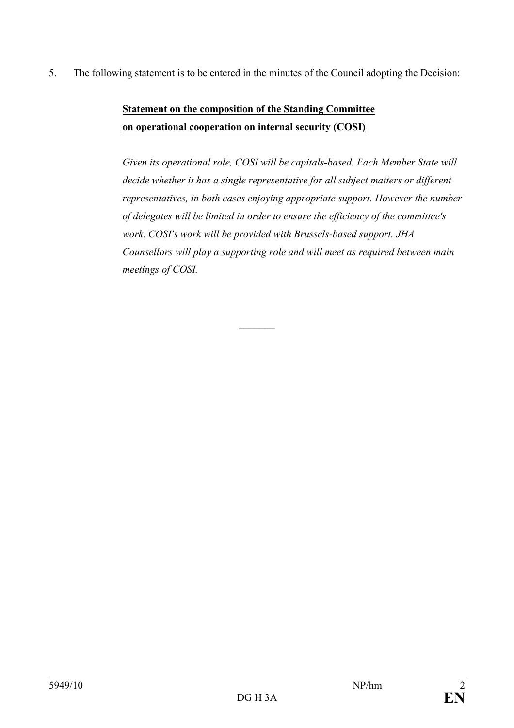5. The following statement is to be entered in the minutes of the Council adopting the Decision:

**Statement on the composition of the Standing Committee on operational cooperation on internal security (COSI)**

*Given its operational role, COSI will be capitals-based. Each Member State will decide whether it has a single representative for all subject matters or different representatives, in both cases enjoying appropriate support. However the number of delegates will be limited in order to ensure the efficiency of the committee's work. COSI's work will be provided with Brussels-based support. JHA Counsellors will play a supporting role and will meet as required between main meetings of COSI.*

________